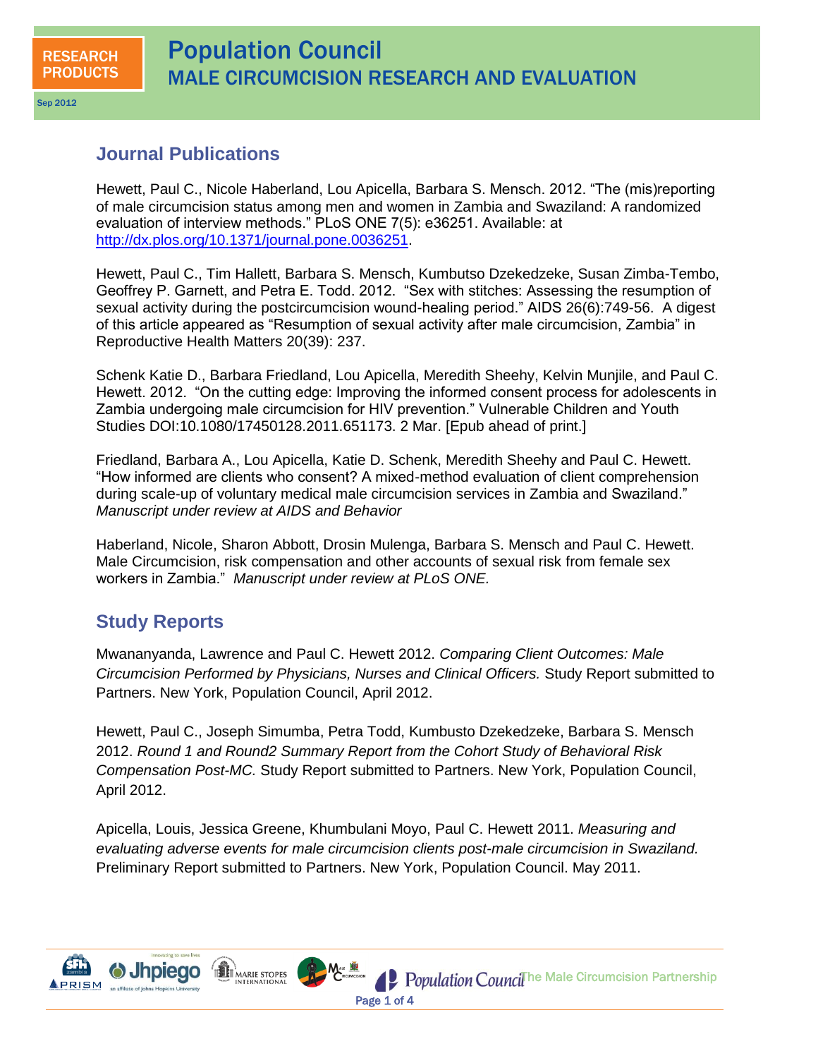RESEARCH PRODUCTS

Sep 2012

# Population Council
## MALE CIRCUMCISION RESEARCH AND EVALUATION

## Journal Publications

Hewett, Paul C., Nicole Haberland, Lou Apicella, Barbara S. Mensch. 2012. "The (mis)reporting of male circumcision status among men and women in Zambia and Swaziland: A randomized evaluation of interview methods." PLoS ONE 7(5): e36251. Available: at http://dx.plos.org/10.1371/journal.pone.0036251.

Hewett, Paul C., Tim Hallett, Barbara S. Mensch, Kumbutso Dzekedzeke, Susan Zimba-Tembo, Geoffrey P. Garnett, and Petra E. Todd. 2012. "Sex with stitches: Assessing the resumption of sexual activity during the postcircumcision wound-healing period." AIDS 26(6):749-56. A digest of this article appeared as "Resumption of sexual activity after male circumcision, Zambia" in Reproductive Health Matters 20(39): 237.

Schenk Katie D., Barbara Friedland, Lou Apicella, Meredith Sheehy, Kelvin Munjile, and Paul C. Hewett. 2012. "On the cutting edge: Improving the informed consent process for adolescents in Zambia undergoing male circumcision for HIV prevention." Vulnerable Children and Youth Studies DOI:10.1080/17450128.2011.651173. 2 Mar. [Epub ahead of print.]

Friedland, Barbara A., Lou Apicella, Katie D. Schenk, Meredith Sheehy and Paul C. Hewett. "How informed are clients who consent? A mixed-method evaluation of client comprehension during scale-up of voluntary medical male circumcision services in Zambia and Swaziland." *Manuscript under review at AIDS and Behavior*

Haberland, Nicole, Sharon Abbott, Drosin Mulenga, Barbara S. Mensch and Paul C. Hewett. Male Circumcision, risk compensation and other accounts of sexual risk from female sex workers in Zambia." *Manuscript under review at PLoS ONE.*

## Study Reports

Mwananyanda, Lawrence and Paul C. Hewett 2012. *Comparing Client Outcomes: Male Circumcision Performed by Physicians, Nurses and Clinical Officers.* Study Report submitted to Partners. New York, Population Council, April 2012.

Hewett, Paul C., Joseph Simumba, Petra Todd, Kumbusto Dzekedzeke, Barbara S. Mensch 2012. *Round 1 and Round2 Summary Report from the Cohort Study of Behavioral Risk Compensation Post-MC.* Study Report submitted to Partners. New York, Population Council, April 2012.

Apicella, Louis, Jessica Greene, Khumbulani Moyo, Paul C. Hewett 2011. *Measuring and evaluating adverse events for male circumcision clients post-male circumcision in Swaziland.* Preliminary Report submitted to Partners. New York, Population Council. May 2011.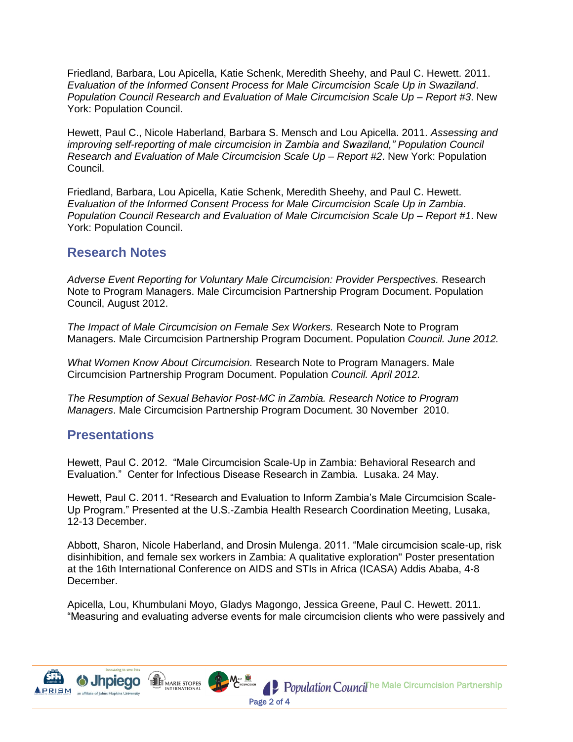Friedland, Barbara, Lou Apicella, Katie Schenk, Meredith Sheehy, and Paul C. Hewett. 2011. *Evaluation of the Informed Consent Process for Male Circumcision Scale Up in Swaziland*. *Population Council Research and Evaluation of Male Circumcision Scale Up – Report #3*. New York: Population Council.

Hewett, Paul C., Nicole Haberland, Barbara S. Mensch and Lou Apicella. 2011. *Assessing and improving self-reporting of male circumcision in Zambia and Swaziland," Population Council Research and Evaluation of Male Circumcision Scale Up – Report #2*. New York: Population Council.

Friedland, Barbara, Lou Apicella, Katie Schenk, Meredith Sheehy, and Paul C. Hewett. *Evaluation of the Informed Consent Process for Male Circumcision Scale Up in Zambia*. *Population Council Research and Evaluation of Male Circumcision Scale Up – Report #1*. New York: Population Council.

## Research Notes

*Adverse Event Reporting for Voluntary Male Circumcision: Provider Perspectives.* Research Note to Program Managers. Male Circumcision Partnership Program Document. Population Council, August 2012.

*The Impact of Male Circumcision on Female Sex Workers.* Research Note to Program Managers. Male Circumcision Partnership Program Document. Population *Council. June 2012.*

*What Women Know About Circumcision.* Research Note to Program Managers. Male Circumcision Partnership Program Document. Population *Council. April 2012.*

*The Resumption of Sexual Behavior Post-MC in Zambia. Research Notice to Program Managers*. Male Circumcision Partnership Program Document. 30 November 2010.

## Presentations

Hewett, Paul C. 2012. "Male Circumcision Scale-Up in Zambia: Behavioral Research and Evaluation." Center for Infectious Disease Research in Zambia. Lusaka. 24 May.

Hewett, Paul C. 2011. "Research and Evaluation to Inform Zambia's Male Circumcision Scale-Up Program." Presented at the U.S.-Zambia Health Research Coordination Meeting, Lusaka, 12-13 December.

Abbott, Sharon, Nicole Haberland, and Drosin Mulenga. 2011. "Male circumcision scale-up, risk disinhibition, and female sex workers in Zambia: A qualitative exploration" Poster presentation at the 16th International Conference on AIDS and STIs in Africa (ICASA) Addis Ababa, 4-8 December.

Apicella, Lou, Khumbulani Moyo, Gladys Magongo, Jessica Greene, Paul C. Hewett. 2011. "Measuring and evaluating adverse events for male circumcision clients who were passively and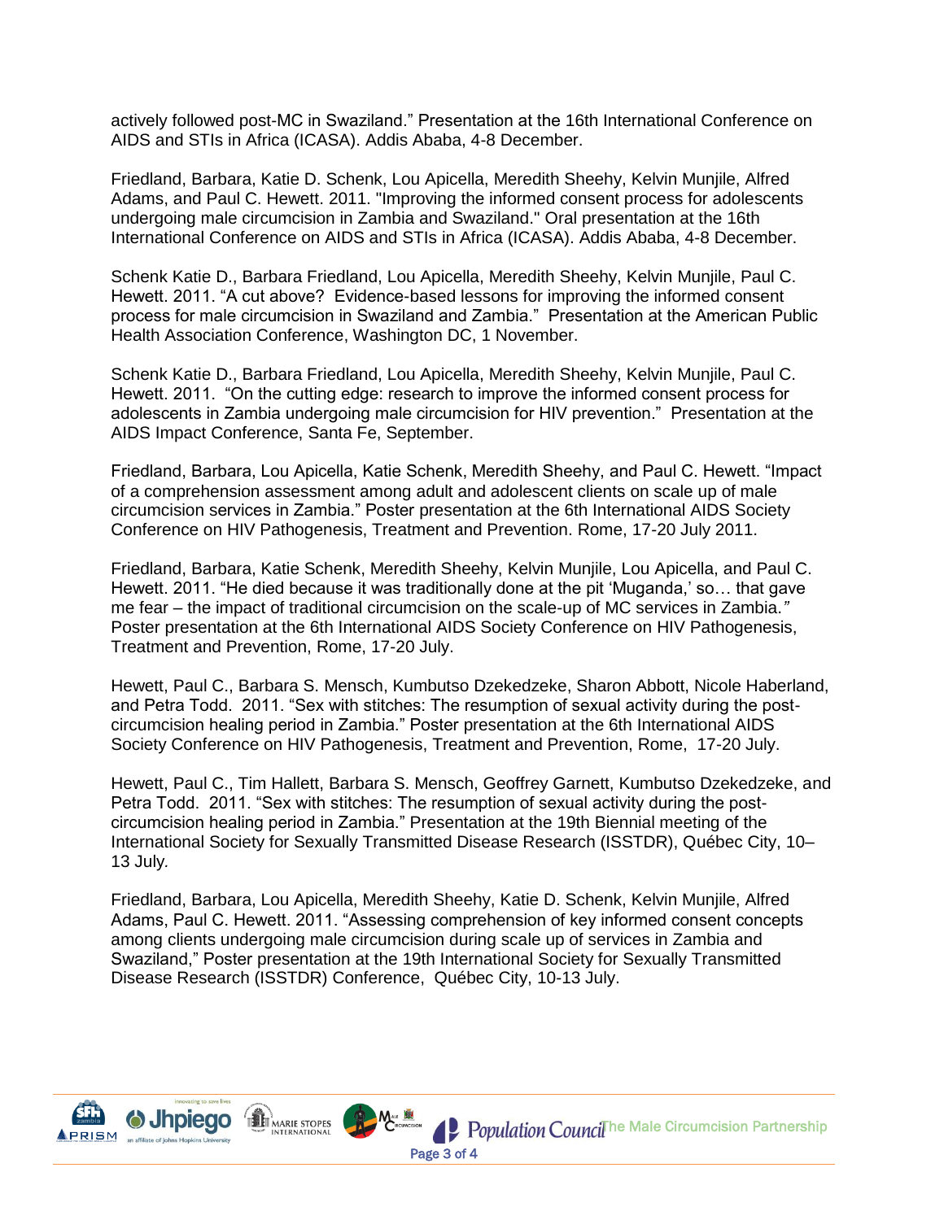actively followed post-MC in Swaziland." Presentation at the 16th International Conference on AIDS and STIs in Africa (ICASA). Addis Ababa, 4-8 December.

Friedland, Barbara, Katie D. Schenk, Lou Apicella, Meredith Sheehy, Kelvin Munjile, Alfred Adams, and Paul C. Hewett. 2011. "Improving the informed consent process for adolescents undergoing male circumcision in Zambia and Swaziland." Oral presentation at the 16th International Conference on AIDS and STIs in Africa (ICASA). Addis Ababa, 4-8 December.

Schenk Katie D., Barbara Friedland, Lou Apicella, Meredith Sheehy, Kelvin Munjile, Paul C. Hewett. 2011. "A cut above? Evidence-based lessons for improving the informed consent process for male circumcision in Swaziland and Zambia." Presentation at the American Public Health Association Conference, Washington DC, 1 November.

Schenk Katie D., Barbara Friedland, Lou Apicella, Meredith Sheehy, Kelvin Munjile, Paul C. Hewett. 2011. "On the cutting edge: research to improve the informed consent process for adolescents in Zambia undergoing male circumcision for HIV prevention." Presentation at the AIDS Impact Conference, Santa Fe, September.

Friedland, Barbara, Lou Apicella, Katie Schenk, Meredith Sheehy, and Paul C. Hewett. "Impact of a comprehension assessment among adult and adolescent clients on scale up of male circumcision services in Zambia." Poster presentation at the 6th International AIDS Society Conference on HIV Pathogenesis, Treatment and Prevention. Rome, 17-20 July 2011.

Friedland, Barbara, Katie Schenk, Meredith Sheehy, Kelvin Munjile, Lou Apicella, and Paul C. Hewett. 2011. "He died because it was traditionally done at the pit 'Muganda,' so… that gave me fear – the impact of traditional circumcision on the scale-up of MC services in Zambia." Poster presentation at the 6th International AIDS Society Conference on HIV Pathogenesis, Treatment and Prevention, Rome, 17-20 July.

Hewett, Paul C., Barbara S. Mensch, Kumbutso Dzekedzeke, Sharon Abbott, Nicole Haberland, and Petra Todd. 2011. "Sex with stitches: The resumption of sexual activity during the post-circumcision healing period in Zambia." Poster presentation at the 6th International AIDS Society Conference on HIV Pathogenesis, Treatment and Prevention, Rome, 17-20 July.

Hewett, Paul C., Tim Hallett, Barbara S. Mensch, Geoffrey Garnett, Kumbutso Dzekedzeke, and Petra Todd. 2011. "Sex with stitches: The resumption of sexual activity during the post-circumcision healing period in Zambia." Presentation at the 19th Biennial meeting of the International Society for Sexually Transmitted Disease Research (ISSTDR), Québec City, 10–13 July.

Friedland, Barbara, Lou Apicella, Meredith Sheehy, Katie D. Schenk, Kelvin Munjile, Alfred Adams, Paul C. Hewett. 2011. "Assessing comprehension of key informed consent concepts among clients undergoing male circumcision during scale up of services in Zambia and Swaziland," Poster presentation at the 19th International Society for Sexually Transmitted Disease Research (ISSTDR) Conference, Québec City, 10-13 July.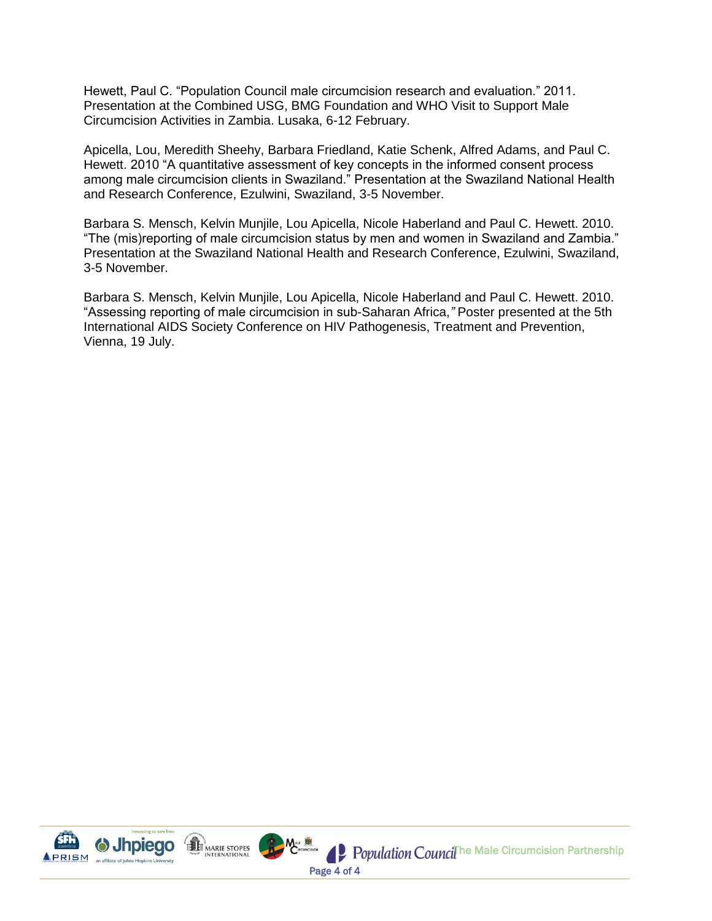Hewett, Paul C. "Population Council male circumcision research and evaluation." 2011. Presentation at the Combined USG, BMG Foundation and WHO Visit to Support Male Circumcision Activities in Zambia. Lusaka, 6-12 February.

Apicella, Lou, Meredith Sheehy, Barbara Friedland, Katie Schenk, Alfred Adams, and Paul C. Hewett. 2010 "A quantitative assessment of key concepts in the informed consent process among male circumcision clients in Swaziland." Presentation at the Swaziland National Health and Research Conference, Ezulwini, Swaziland, 3-5 November.

Barbara S. Mensch, Kelvin Munjile, Lou Apicella, Nicole Haberland and Paul C. Hewett. 2010. "The (mis)reporting of male circumcision status by men and women in Swaziland and Zambia." Presentation at the Swaziland National Health and Research Conference, Ezulwini, Swaziland, 3-5 November.

Barbara S. Mensch, Kelvin Munjile, Lou Apicella, Nicole Haberland and Paul C. Hewett. 2010. "Assessing reporting of male circumcision in sub-Saharan Africa," Poster presented at the 5th International AIDS Society Conference on HIV Pathogenesis, Treatment and Prevention, Vienna, 19 July.